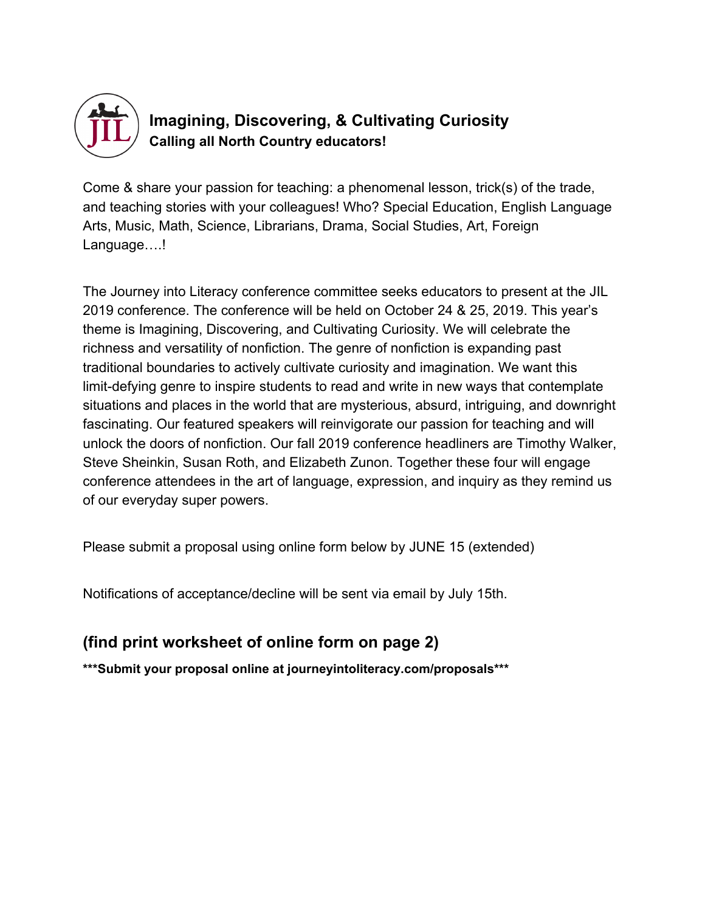# Imagining, Discovering, & Cultivating Curiosity

**Calling all North Country educators!**

Come & share your passion for teaching: a phenomenal lesson, trick(s) of the trade, and teaching stories with your colleagues! Who? Special Education, English Language Arts, Music, Math, Science, Librarians, Drama, Social Studies, Art, Foreign Language….!

The Journey into Literacy conference committee seeks educators to present at the JIL 2019 conference. The conference will be held on October 24 & 25, 2019. This year's theme is Imagining, Discovering, and Cultivating Curiosity. We will celebrate the richness and versatility of nonfiction. The genre of nonfiction is expanding past traditional boundaries to actively cultivate curiosity and imagination. We want this limit-defying genre to inspire students to read and write in new ways that contemplate situations and places in the world that are mysterious, absurd, intriguing, and downright fascinating. Our featured speakers will reinvigorate our passion for teaching and will unlock the doors of nonfiction. Our fall 2019 conference headliners are Timothy Walker, Steve Sheinkin, Susan Roth, and Elizabeth Zunon. Together these four will engage conference attendees in the art of language, expression, and inquiry as they remind us of our everyday super powers.

Please submit a proposal using online form below by JUNE 15 (extended)

Notifications of acceptance/decline will be sent via email by July 15th.

## (find print worksheet of online form on page 2)

**\*\*\*Submit your proposal online at journeyintoliteracy.com/proposals\*\*\***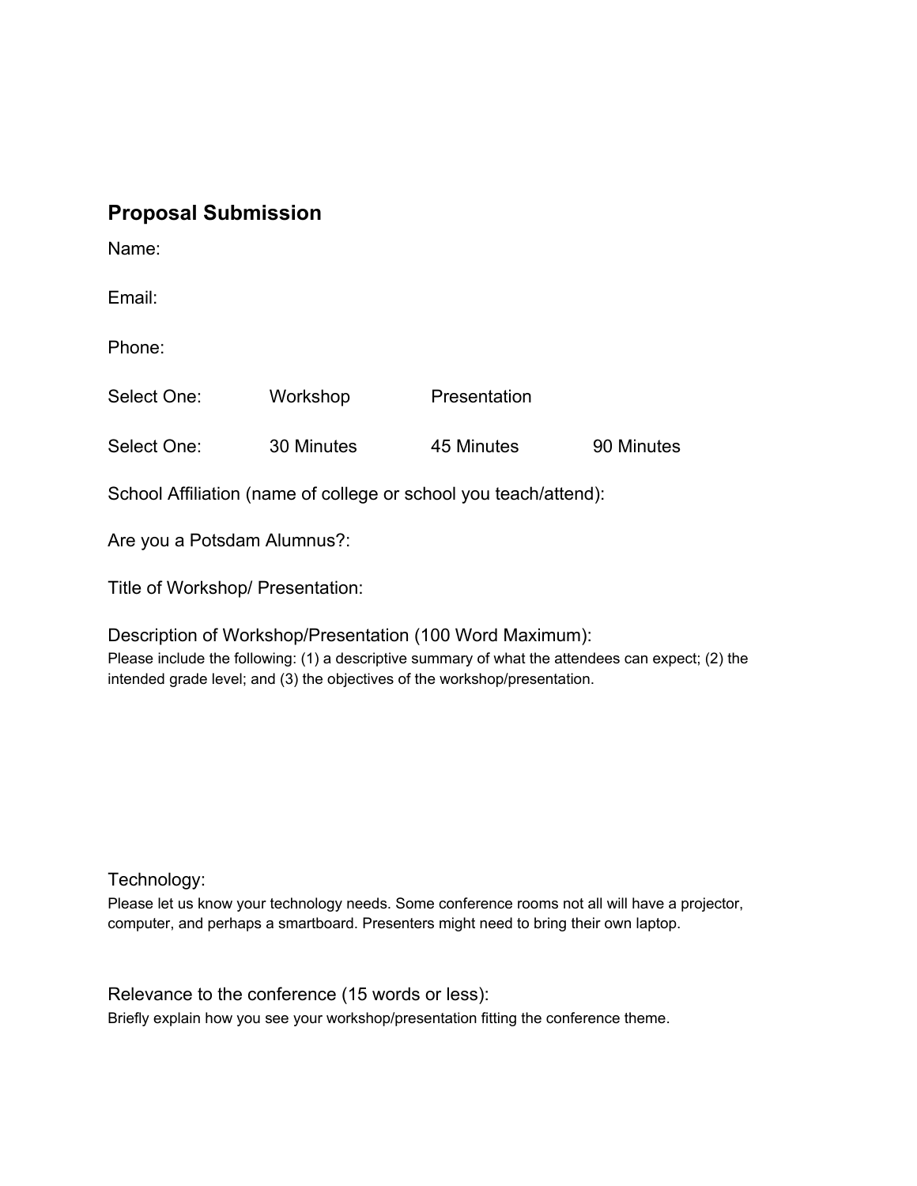## Proposal Submission

Name:

Email:

Phone:

Select One: Workshop Presentation

Select One: 30 Minutes 45 Minutes 90 Minutes

School Affiliation (name of college or school you teach/attend):

Are you a Potsdam Alumnus?:

Title of Workshop/ Presentation:

Description of Workshop/Presentation (100 Word Maximum):

Please include the following: (1) a descriptive summary of what the attendees can expect; (2) the intended grade level; and (3) the objectives of the workshop/presentation.

Technology:

Please let us know your technology needs. Some conference rooms not all will have a projector, computer, and perhaps a smartboard. Presenters might need to bring their own laptop.

Relevance to the conference (15 words or less):

Briefly explain how you see your workshop/presentation fitting the conference theme.